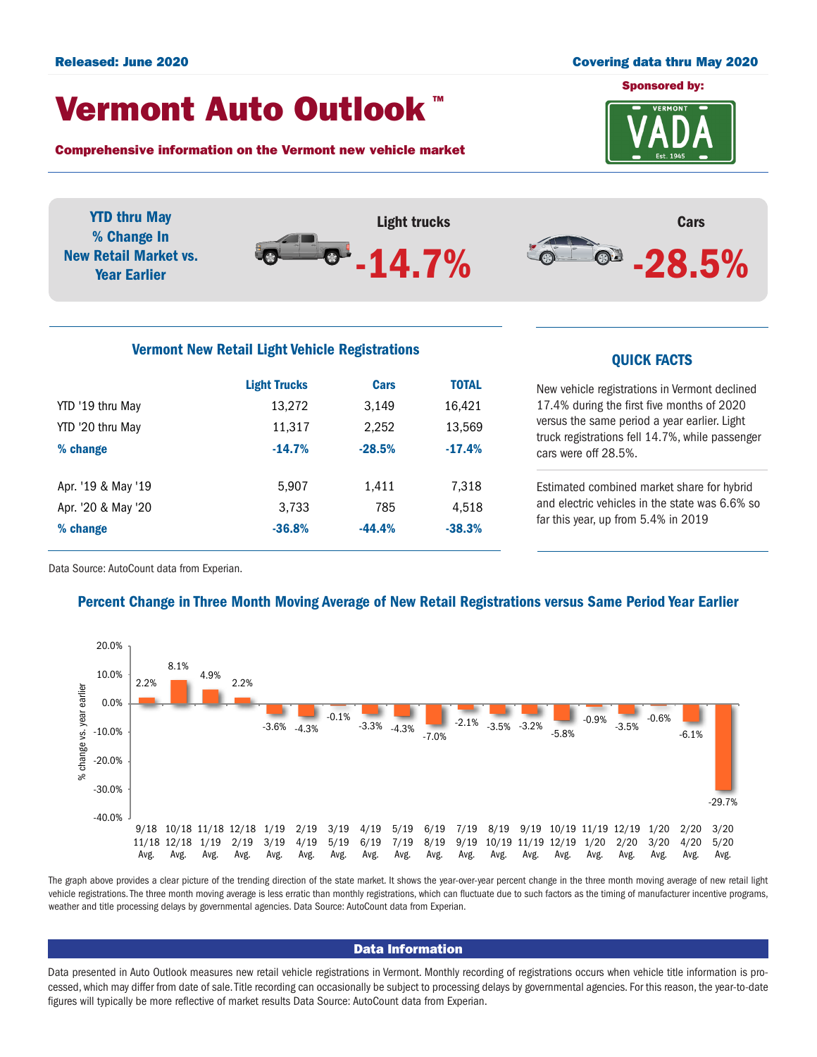Released: June 2020

Covering data thru May 2020

# Vermont Auto Outlook™

**Comprehensive information on the Vermont new vehicle market**

Sponsored by: VERMONT VADA Est. 1945

**YTD thru May % Change In New Retail Market vs. Year Earlier**

| Light trucks | Cars |
|---|---|
| -14.7% | -28.5% |

## Vermont New Retail Light Vehicle Registrations

| | Light Trucks | Cars | TOTAL |
|---|---|---|---|
| YTD '19 thru May | 13,272 | 3,149 | 16,421 |
| YTD '20 thru May | 11,317 | 2,252 | 13,569 |
| **% change** | **-14.7%** | **-28.5%** | **-17.4%** |
| Apr. '19 & May '19 | 5,907 | 1,411 | 7,318 |
| Apr. '20 & May '20 | 3,733 | 785 | 4,518 |
| **% change** | **-36.8%** | **-44.4%** | **-38.3%** |

Data Source: AutoCount data from Experian.

## QUICK FACTS

New vehicle registrations in Vermont declined 17.4% during the first five months of 2020 versus the same period a year earlier. Light truck registrations fell 14.7%, while passenger cars were off 28.5%.

Estimated combined market share for hybrid and electric vehicles in the state was 6.6% so far this year, up from 5.4% in 2019

## Percent Change in Three Month Moving Average of New Retail Registrations versus Same Period Year Earlier

| Period | % change vs. year earlier |
|---|---|
| 9/18 11/18 Avg. | 2.2% |
| 10/18 12/18 Avg. | 8.1% |
| 11/18 1/19 Avg. | 4.9% |
| 12/18 2/19 Avg. | 2.2% |
| 1/19 3/19 Avg. | -3.6% |
| 2/19 4/19 Avg. | -4.3% |
| 3/19 5/19 Avg. | -0.1% |
| 4/19 6/19 Avg. | -3.3% |
| 5/19 7/19 Avg. | -4.3% |
| 6/19 8/19 Avg. | -7.0% |
| 7/19 9/19 Avg. | -2.1% |
| 8/19 10/19 Avg. | -3.5% |
| 9/19 11/19 Avg. | -3.2% |
| 10/19 12/19 Avg. | -5.8% |
| 11/19 1/20 Avg. | -0.9% |
| 12/19 2/20 Avg. | -3.5% |
| 1/20 3/20 Avg. | -0.6% |
| 2/20 4/20 Avg. | -6.1% |
| 3/20 5/20 Avg. | -29.7% |

The graph above provides a clear picture of the trending direction of the state market. It shows the year-over-year percent change in the three month moving average of new retail light vehicle registrations. The three month moving average is less erratic than monthly registrations, which can fluctuate due to such factors as the timing of manufacturer incentive programs, weather and title processing delays by governmental agencies. Data Source: AutoCount data from Experian.

## Data Information

Data presented in Auto Outlook measures new retail vehicle registrations in Vermont. Monthly recording of registrations occurs when vehicle title information is processed, which may differ from date of sale. Title recording can occasionally be subject to processing delays by governmental agencies. For this reason, the year-to-date figures will typically be more reflective of market results Data Source: AutoCount data from Experian.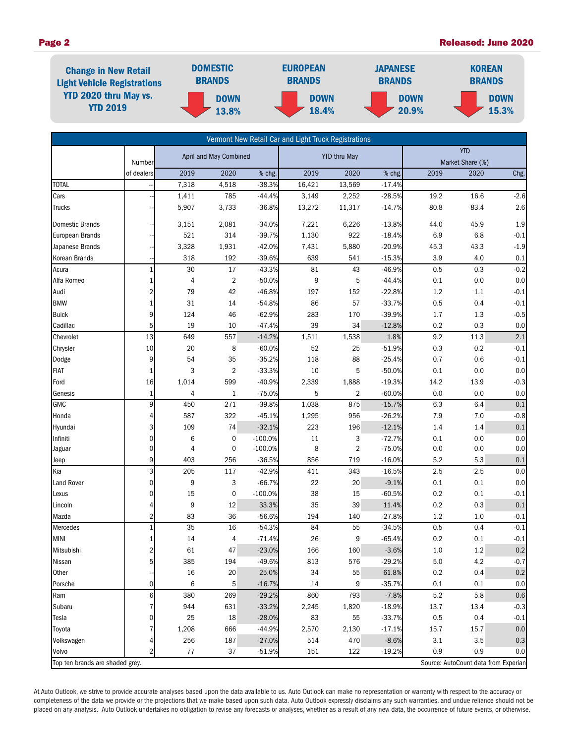## Change in New Retail Light Vehicle Registrations YTD 2020 thru May vs. YTD 2019

| DOMESTIC BRANDS | EUROPEAN BRANDS | JAPANESE BRANDS | KOREAN BRANDS |
|---|---|---|---|
| DOWN 13.8% | DOWN 18.4% | DOWN 20.9% | DOWN 15.3% |

**Vermont New Retail Car and Light Truck Registrations**

| | Number of dealers | April and May Combined | | | YTD thru May | | | YTD Market Share (%) | | |
|---|---|---|---|---|---|---|---|---|---|---|
| | | 2019 | 2020 | % chg. | 2019 | 2020 | % chg. | 2019 | 2020 | Chg. |
| TOTAL | -- | 7,318 | 4,518 | -38.3% | 16,421 | 13,569 | -17.4% | | | |
| Cars | -- | 1,411 | 785 | -44.4% | 3,149 | 2,252 | -28.5% | 19.2 | 16.6 | -2.6 |
| Trucks | -- | 5,907 | 3,733 | -36.8% | 13,272 | 11,317 | -14.7% | 80.8 | 83.4 | 2.6 |
| Domestic Brands | -- | 3,151 | 2,081 | -34.0% | 7,221 | 6,226 | -13.8% | 44.0 | 45.9 | 1.9 |
| European Brands | -- | 521 | 314 | -39.7% | 1,130 | 922 | -18.4% | 6.9 | 6.8 | -0.1 |
| Japanese Brands | -- | 3,328 | 1,931 | -42.0% | 7,431 | 5,880 | -20.9% | 45.3 | 43.3 | -1.9 |
| Korean Brands | -- | 318 | 192 | -39.6% | 639 | 541 | -15.3% | 3.9 | 4.0 | 0.1 |
| Acura | 1 | 30 | 17 | -43.3% | 81 | 43 | -46.9% | 0.5 | 0.3 | -0.2 |
| Alfa Romeo | 1 | 4 | 2 | -50.0% | 9 | 5 | -44.4% | 0.1 | 0.0 | 0.0 |
| Audi | 2 | 79 | 42 | -46.8% | 197 | 152 | -22.8% | 1.2 | 1.1 | -0.1 |
| BMW | 1 | 31 | 14 | -54.8% | 86 | 57 | -33.7% | 0.5 | 0.4 | -0.1 |
| Buick | 9 | 124 | 46 | -62.9% | 283 | 170 | -39.9% | 1.7 | 1.3 | -0.5 |
| Cadillac | 5 | 19 | 10 | -47.4% | 39 | 34 | -12.8% | 0.2 | 0.3 | 0.0 |
| Chevrolet | 13 | 649 | 557 | -14.2% | 1,511 | 1,538 | 1.8% | 9.2 | 11.3 | 2.1 |
| Chrysler | 10 | 20 | 8 | -60.0% | 52 | 25 | -51.9% | 0.3 | 0.2 | -0.1 |
| Dodge | 9 | 54 | 35 | -35.2% | 118 | 88 | -25.4% | 0.7 | 0.6 | -0.1 |
| FIAT | 1 | 3 | 2 | -33.3% | 10 | 5 | -50.0% | 0.1 | 0.0 | 0.0 |
| Ford | 16 | 1,014 | 599 | -40.9% | 2,339 | 1,888 | -19.3% | 14.2 | 13.9 | -0.3 |
| Genesis | 1 | 4 | 1 | -75.0% | 5 | 2 | -60.0% | 0.0 | 0.0 | 0.0 |
| GMC | 9 | 450 | 271 | -39.8% | 1,038 | 875 | -15.7% | 6.3 | 6.4 | 0.1 |
| Honda | 4 | 587 | 322 | -45.1% | 1,295 | 956 | -26.2% | 7.9 | 7.0 | -0.8 |
| Hyundai | 3 | 109 | 74 | -32.1% | 223 | 196 | -12.1% | 1.4 | 1.4 | 0.1 |
| Infiniti | 0 | 6 | 0 | -100.0% | 11 | 3 | -72.7% | 0.1 | 0.0 | 0.0 |
| Jaguar | 0 | 4 | 0 | -100.0% | 8 | 2 | -75.0% | 0.0 | 0.0 | 0.0 |
| Jeep | 9 | 403 | 256 | -36.5% | 856 | 719 | -16.0% | 5.2 | 5.3 | 0.1 |
| Kia | 3 | 205 | 117 | -42.9% | 411 | 343 | -16.5% | 2.5 | 2.5 | 0.0 |
| Land Rover | 0 | 9 | 3 | -66.7% | 22 | 20 | -9.1% | 0.1 | 0.1 | 0.0 |
| Lexus | 0 | 15 | 0 | -100.0% | 38 | 15 | -60.5% | 0.2 | 0.1 | -0.1 |
| Lincoln | 4 | 9 | 12 | 33.3% | 35 | 39 | 11.4% | 0.2 | 0.3 | 0.1 |
| Mazda | 2 | 83 | 36 | -56.6% | 194 | 140 | -27.8% | 1.2 | 1.0 | -0.1 |
| Mercedes | 1 | 35 | 16 | -54.3% | 84 | 55 | -34.5% | 0.5 | 0.4 | -0.1 |
| MINI | 1 | 14 | 4 | -71.4% | 26 | 9 | -65.4% | 0.2 | 0.1 | -0.1 |
| Mitsubishi | 2 | 61 | 47 | -23.0% | 166 | 160 | -3.6% | 1.0 | 1.2 | 0.2 |
| Nissan | 5 | 385 | 194 | -49.6% | 813 | 576 | -29.2% | 5.0 | 4.2 | -0.7 |
| Other | -- | 16 | 20 | 25.0% | 34 | 55 | 61.8% | 0.2 | 0.4 | 0.2 |
| Porsche | 0 | 6 | 5 | -16.7% | 14 | 9 | -35.7% | 0.1 | 0.1 | 0.0 |
| Ram | 6 | 380 | 269 | -29.2% | 860 | 793 | -7.8% | 5.2 | 5.8 | 0.6 |
| Subaru | 7 | 944 | 631 | -33.2% | 2,245 | 1,820 | -18.9% | 13.7 | 13.4 | -0.3 |
| Tesla | 0 | 25 | 18 | -28.0% | 83 | 55 | -33.7% | 0.5 | 0.4 | -0.1 |
| Toyota | 7 | 1,208 | 666 | -44.9% | 2,570 | 2,130 | -17.1% | 15.7 | 15.7 | 0.0 |
| Volkswagen | 4 | 256 | 187 | -27.0% | 514 | 470 | -8.6% | 3.1 | 3.5 | 0.3 |
| Volvo | 2 | 77 | 37 | -51.9% | 151 | 122 | -19.2% | 0.9 | 0.9 | 0.0 |

Top ten brands are shaded grey.

Source: AutoCount data from Experian

At Auto Outlook, we strive to provide accurate analyses based upon the data available to us. Auto Outlook can make no representation or warranty with respect to the accuracy or completeness of the data we provide or the projections that we make based upon such data. Auto Outlook expressly disclaims any such warranties, and undue reliance should not be placed on any analysis. Auto Outlook undertakes no obligation to revise any forecasts or analyses, whether as a result of any new data, the occurrence of future events, or otherwise.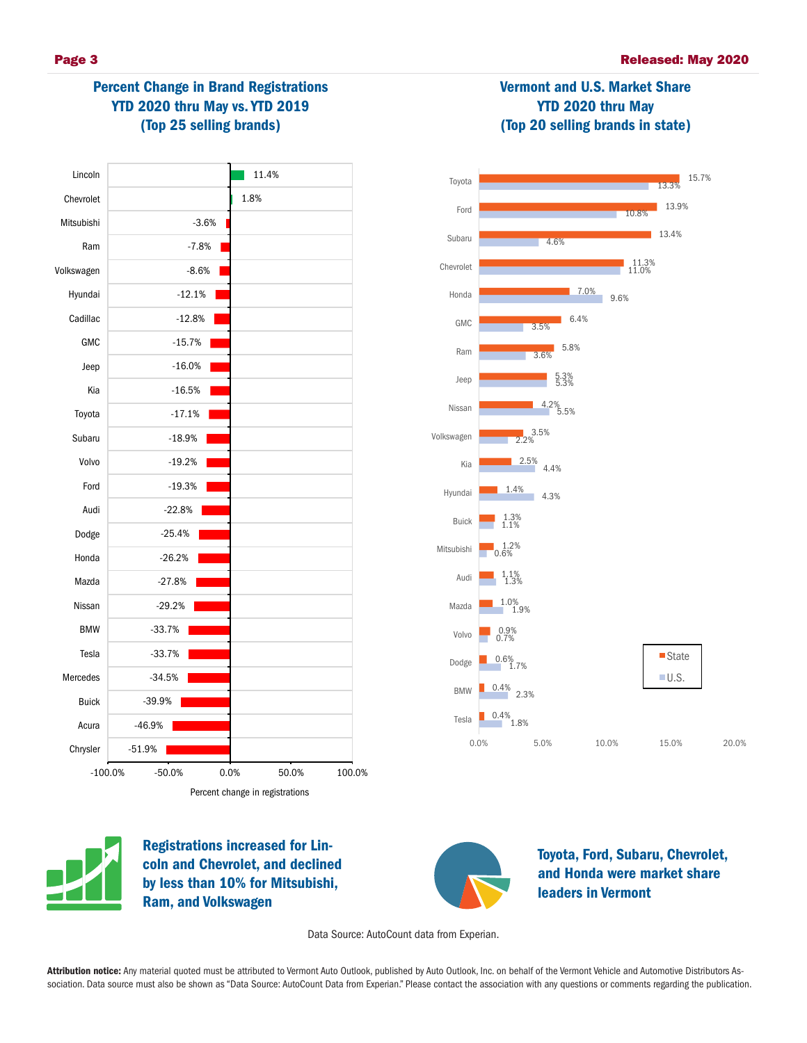## Percent Change in Brand Registrations YTD 2020 thru May vs. YTD 2019 (Top 25 selling brands)

| Brand | Percent change in registrations |
|---|---|
| Lincoln | 11.4% |
| Chevrolet | 1.8% |
| Mitsubishi | -3.6% |
| Ram | -7.8% |
| Volkswagen | -8.6% |
| Hyundai | -12.1% |
| Cadillac | -12.8% |
| GMC | -15.7% |
| Jeep | -16.0% |
| Kia | -16.5% |
| Toyota | -17.1% |
| Subaru | -18.9% |
| Volvo | -19.2% |
| Ford | -19.3% |
| Audi | -22.8% |
| Dodge | -25.4% |
| Honda | -26.2% |
| Mazda | -27.8% |
| Nissan | -29.2% |
| BMW | -33.7% |
| Tesla | -33.7% |
| Mercedes | -34.5% |
| Buick | -39.9% |
| Acura | -46.9% |
| Chrysler | -51.9% |

## Vermont and U.S. Market Share YTD 2020 thru May (Top 20 selling brands in state)

| Brand | State | U.S. |
|---|---|---|
| Toyota | 15.7% | 13.3% |
| Ford | 13.9% | 10.8% |
| Subaru | 13.4% | 4.6% |
| Chevrolet | 11.3% | 11.0% |
| Honda | 7.0% | 9.6% |
| GMC | 6.4% | 3.5% |
| Ram | 5.8% | 3.6% |
| Jeep | 5.3% | 5.3% |
| Nissan | 4.2% | 5.5% |
| Volkswagen | 3.5% | 2.2% |
| Kia | 2.5% | 4.4% |
| Hyundai | 1.4% | 4.3% |
| Buick | 1.3% | 1.1% |
| Mitsubishi | 1.2% | 0.6% |
| Audi | 1.1% | 1.3% |
| Mazda | 1.0% | 1.9% |
| Volvo | 0.9% | 0.7% |
| Dodge | 0.6% | 1.7% |
| BMW | 0.4% | 2.3% |
| Tesla | 0.4% | 1.8% |

**Registrations increased for Lincoln and Chevrolet, and declined by less than 10% for Mitsubishi, Ram, and Volkswagen**

**Toyota, Ford, Subaru, Chevrolet, and Honda were market share leaders in Vermont**

Data Source: AutoCount data from Experian.

**Attribution notice:** Any material quoted must be attributed to Vermont Auto Outlook, published by Auto Outlook, Inc. on behalf of the Vermont Vehicle and Automotive Distributors Association. Data source must also be shown as "Data Source: AutoCount Data from Experian." Please contact the association with any questions or comments regarding the publication.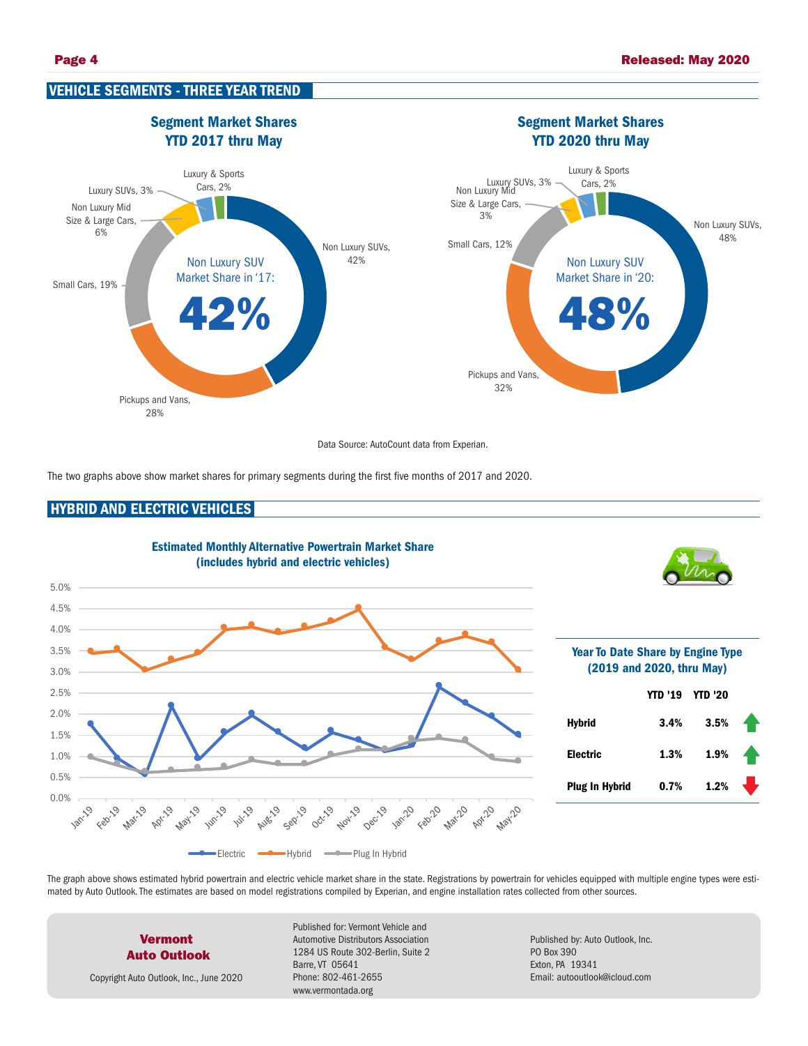## VEHICLE SEGMENTS - THREE YEAR TREND

**Segment Market Shares YTD 2017 thru May**

Luxury & Sports Cars, 2%
Luxury SUVs, 3%
Non Luxury Mid Size & Large Cars, 6%
Small Cars, 19%
Pickups and Vans, 28%
Non Luxury SUVs, 42%

Non Luxury SUV Market Share in '17:
42%

**Segment Market Shares YTD 2020 thru May**

Luxury & Sports Cars, 2%
Luxury SUVs, 3%
Non Luxury Mid Size & Large Cars, 3%
Small Cars, 12%
Pickups and Vans, 32%
Non Luxury SUVs, 48%

Non Luxury SUV Market Share in '20:
48%

Data Source: AutoCount data from Experian.

The two graphs above show market shares for primary segments during the first five months of 2017 and 2020.

## HYBRID AND ELECTRIC VEHICLES

**Estimated Monthly Alternative Powertrain Market Share (includes hybrid and electric vehicles)**

5.0%
4.5%
4.0%
3.5%
3.0%
2.5%
2.0%
1.5%
1.0%
0.5%
0.0%

Jan-19, Feb-19, Mar-19, Apr-19, May-19, Jun-19, Jul-19, Aug-19, Sep-19, Oct-19, Nov-19, Dec-19, Jan-20, Feb-20, Mar-20, Apr-20, May-20

Electric, Hybrid, Plug In Hybrid

**Year To Date Share by Engine Type (2019 and 2020, thru May)**

| | YTD '19 | YTD '20 |
|---|---|---|
| **Hybrid** | 3.4% | 3.5% |
| **Electric** | 1.3% | 1.9% |
| **Plug In Hybrid** | 0.7% | 1.2% |

The graph above shows estimated hybrid powertrain and electric vehicle market share in the state. Registrations by powertrain for vehicles equipped with multiple engine types were estimated by Auto Outlook. The estimates are based on model registrations compiled by Experian, and engine installation rates collected from other sources.

**Vermont Auto Outlook**

Copyright Auto Outlook, Inc., June 2020

Published for: Vermont Vehicle and Automotive Distributors Association
1284 US Route 302-Berlin, Suite 2
Barre, VT 05641
Phone: 802-461-2655
www.vermontada.org

Published by: Auto Outlook, Inc.
PO Box 390
Exton, PA 19341
Email: autooutlook@icloud.com